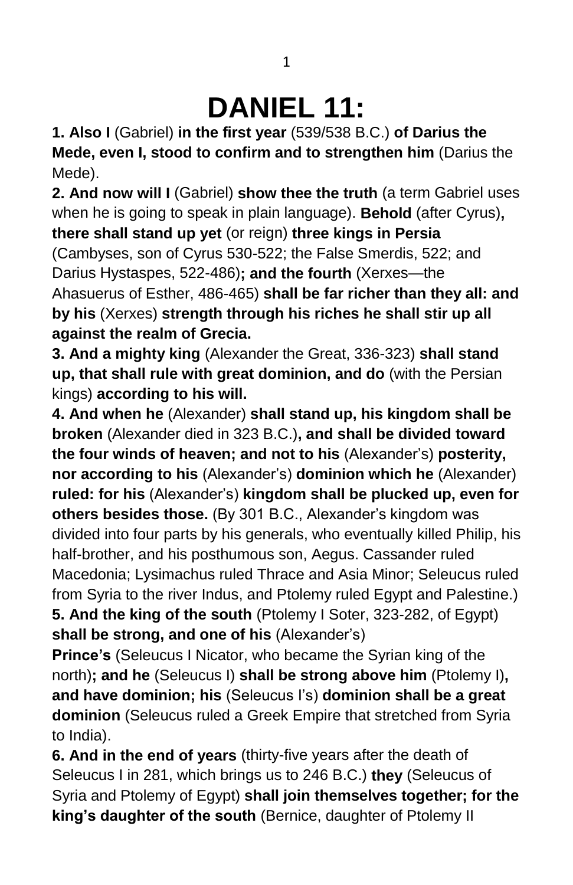# DANIEL 11:

**1. Also I** (Gabriel) **in the first year** (539/538 B.C.) **of Darius the Mede, even I, stood to confirm and to strengthen him** (Darius the Mede).

**2. And now will I** (Gabriel) **show thee the truth** (a term Gabriel uses when he is going to speak in plain language). **Behold** (after Cyrus)**, there shall stand up yet** (or reign) **three kings in Persia** (Cambyses, son of Cyrus 530-522; the False Smerdis, 522; and Darius Hystaspes, 522-486)**; and the fourth** (Xerxes—the Ahasuerus of Esther, 486-465) **shall be far richer than they all: and by his** (Xerxes) **strength through his riches he shall stir up all against the realm of Grecia.**

**3. And a mighty king** (Alexander the Great, 336-323) **shall stand up, that shall rule with great dominion, and do** (with the Persian kings) **according to his will.**

**4. And when he** (Alexander) **shall stand up, his kingdom shall be broken** (Alexander died in 323 B.C.)**, and shall be divided toward the four winds of heaven; and not to his** (Alexander's) **posterity, nor according to his** (Alexander's) **dominion which he** (Alexander) **ruled: for his** (Alexander's) **kingdom shall be plucked up, even for others besides those.** (By 301 B.C., Alexander's kingdom was divided into four parts by his generals, who eventually killed Philip, his half-brother, and his posthumous son, Aegus. Cassander ruled Macedonia; Lysimachus ruled Thrace and Asia Minor; Seleucus ruled from Syria to the river Indus, and Ptolemy ruled Egypt and Palestine.)

**5. And the king of the south** (Ptolemy I Soter, 323-282, of Egypt) **shall be strong, and one of his** (Alexander's) **Prince's** (Seleucus I Nicator, who became the Syrian king of the north)**; and he** (Seleucus I) **shall be strong above him** (Ptolemy I)**, and have dominion; his** (Seleucus I's) **dominion shall be a great dominion** (Seleucus ruled a Greek Empire that stretched from Syria to India).

**6. And in the end of years** (thirty-five years after the death of Seleucus I in 281, which brings us to 246 B.C.) **they** (Seleucus of Syria and Ptolemy of Egypt) **shall join themselves together; for the king's daughter of the south** (Bernice, daughter of Ptolemy II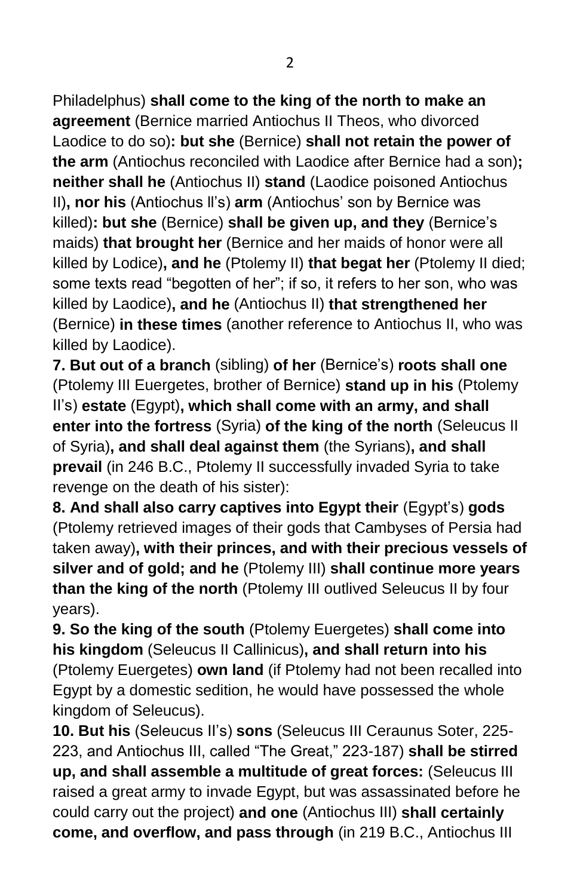Philadelphus) **shall come to the king of the north to make an agreement** (Bernice married Antiochus II Theos, who divorced Laodice to do so)**: but she** (Bernice) **shall not retain the power of the arm** (Antiochus reconciled with Laodice after Bernice had a son)**; neither shall he** (Antiochus II) **stand** (Laodice poisoned Antiochus II)**, nor his** (Antiochus II's) **arm** (Antiochus' son by Bernice was killed)**: but she** (Bernice) **shall be given up, and they** (Bernice's maids) **that brought her** (Bernice and her maids of honor were all killed by Lodice)**, and he** (Ptolemy II) **that begat her** (Ptolemy II died; some texts read "begotten of her"; if so, it refers to her son, who was killed by Laodice)**, and he** (Antiochus II) **that strengthened her** (Bernice) **in these times** (another reference to Antiochus II, who was killed by Laodice).

**7. But out of a branch** (sibling) **of her** (Bernice's) **roots shall one** (Ptolemy III Euergetes, brother of Bernice) **stand up in his** (Ptolemy II's) **estate** (Egypt)**, which shall come with an army, and shall enter into the fortress** (Syria) **of the king of the north** (Seleucus II of Syria)**, and shall deal against them** (the Syrians)**, and shall prevail** (in 246 B.C., Ptolemy II successfully invaded Syria to take revenge on the death of his sister):

**8. And shall also carry captives into Egypt their** (Egypt's) **gods** (Ptolemy retrieved images of their gods that Cambyses of Persia had taken away)**, with their princes, and with their precious vessels of silver and of gold; and he** (Ptolemy III) **shall continue more years than the king of the north** (Ptolemy III outlived Seleucus II by four years).

**9. So the king of the south** (Ptolemy Euergetes) **shall come into his kingdom** (Seleucus II Callinicus)**, and shall return into his** (Ptolemy Euergetes) **own land** (if Ptolemy had not been recalled into Egypt by a domestic sedition, he would have possessed the whole kingdom of Seleucus).

**10. But his** (Seleucus II's) **sons** (Seleucus III Ceraunus Soter, 225-223, and Antiochus III, called "The Great," 223-187) **shall be stirred up, and shall assemble a multitude of great forces:** (Seleucus III raised a great army to invade Egypt, but was assassinated before he could carry out the project) **and one** (Antiochus III) **shall certainly come, and overflow, and pass through** (in 219 B.C., Antiochus III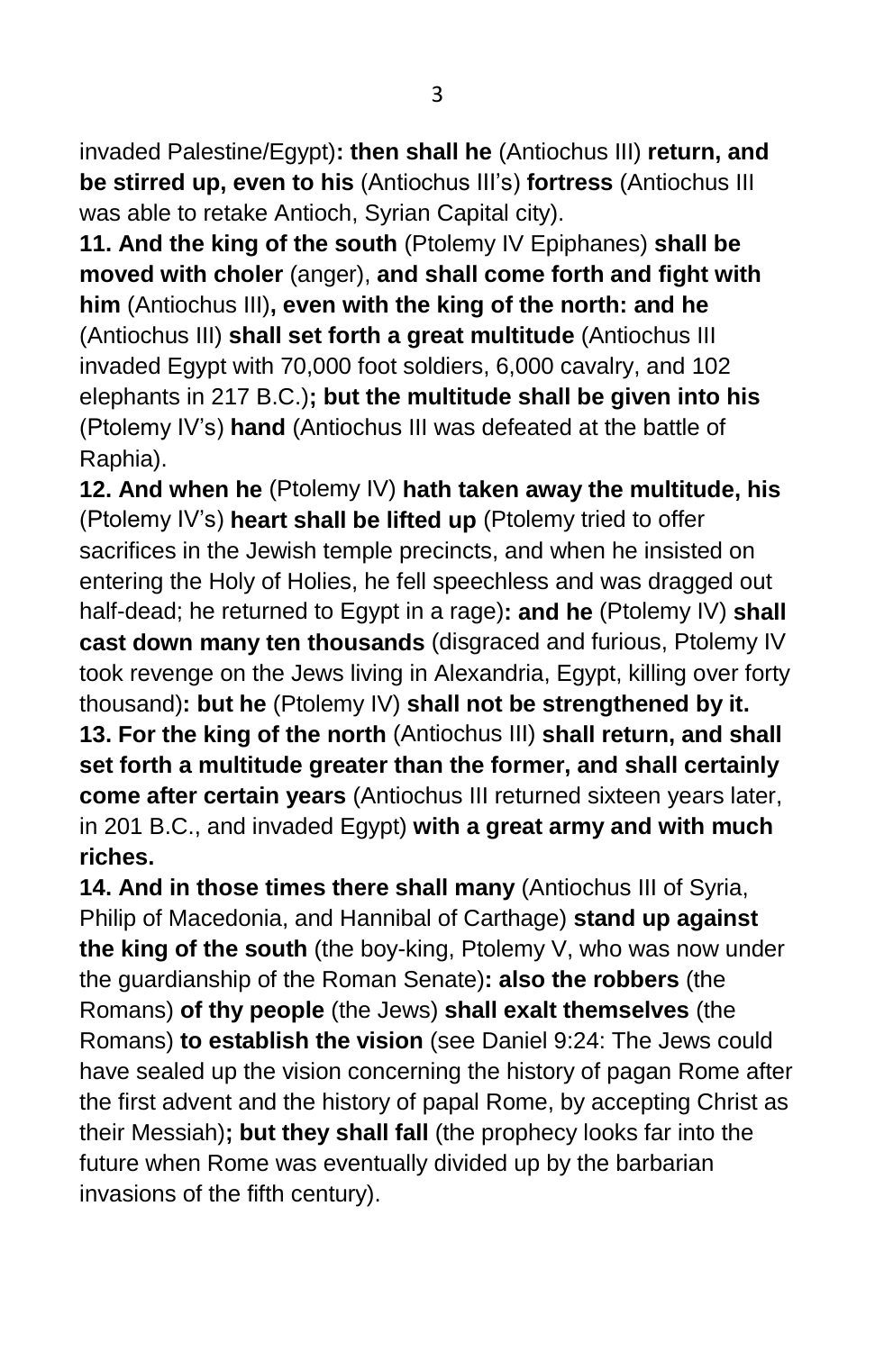invaded Palestine/Egypt)**: then shall he** (Antiochus III) **return, and be stirred up, even to his** (Antiochus III's) **fortress** (Antiochus III was able to retake Antioch, Syrian Capital city).

**11. And the king of the south** (Ptolemy IV Epiphanes) **shall be moved with choler** (anger), **and shall come forth and fight with him** (Antiochus III)**, even with the king of the north: and he** (Antiochus III) **shall set forth a great multitude** (Antiochus III invaded Egypt with 70,000 foot soldiers, 6,000 cavalry, and 102 elephants in 217 B.C.)**; but the multitude shall be given into his** (Ptolemy IV's) **hand** (Antiochus III was defeated at the battle of Raphia).

**12. And when he** (Ptolemy IV) **hath taken away the multitude, his** (Ptolemy IV's) **heart shall be lifted up** (Ptolemy tried to offer sacrifices in the Jewish temple precincts, and when he insisted on entering the Holy of Holies, he fell speechless and was dragged out half-dead; he returned to Egypt in a rage)**: and he** (Ptolemy IV) **shall cast down many ten thousands** (disgraced and furious, Ptolemy IV took revenge on the Jews living in Alexandria, Egypt, killing over forty thousand)**: but he** (Ptolemy IV) **shall not be strengthened by it.**

**13. For the king of the north** (Antiochus III) **shall return, and shall set forth a multitude greater than the former, and shall certainly come after certain years** (Antiochus III returned sixteen years later, in 201 B.C., and invaded Egypt) **with a great army and with much riches.**

**14. And in those times there shall many** (Antiochus III of Syria, Philip of Macedonia, and Hannibal of Carthage) **stand up against the king of the south** (the boy-king, Ptolemy V, who was now under the guardianship of the Roman Senate)**: also the robbers** (the Romans) **of thy people** (the Jews) **shall exalt themselves** (the Romans) **to establish the vision** (see Daniel 9:24: The Jews could have sealed up the vision concerning the history of pagan Rome after the first advent and the history of papal Rome, by accepting Christ as their Messiah)**; but they shall fall** (the prophecy looks far into the future when Rome was eventually divided up by the barbarian invasions of the fifth century).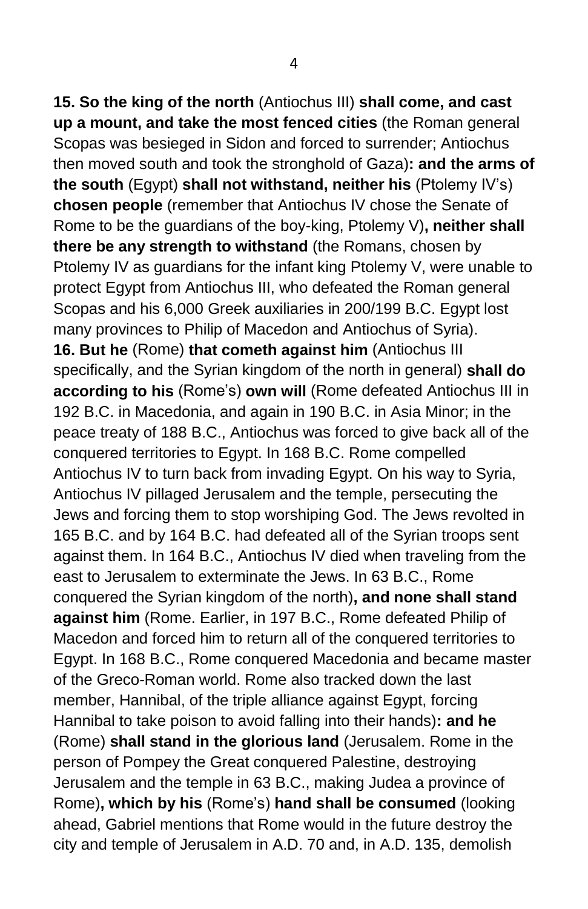**15. So the king of the north** (Antiochus III) **shall come, and cast up a mount, and take the most fenced cities** (the Roman general Scopas was besieged in Sidon and forced to surrender; Antiochus then moved south and took the stronghold of Gaza)**: and the arms of the south** (Egypt) **shall not withstand, neither his** (Ptolemy IV's) **chosen people** (remember that Antiochus IV chose the Senate of Rome to be the guardians of the boy-king, Ptolemy V)**, neither shall there be any strength to withstand** (the Romans, chosen by Ptolemy IV as guardians for the infant king Ptolemy V, were unable to protect Egypt from Antiochus III, who defeated the Roman general Scopas and his 6,000 Greek auxiliaries in 200/199 B.C. Egypt lost many provinces to Philip of Macedon and Antiochus of Syria).
**16. But he** (Rome) **that cometh against him** (Antiochus III specifically, and the Syrian kingdom of the north in general) **shall do according to his** (Rome's) **own will** (Rome defeated Antiochus III in 192 B.C. in Macedonia, and again in 190 B.C. in Asia Minor; in the peace treaty of 188 B.C., Antiochus was forced to give back all of the conquered territories to Egypt. In 168 B.C. Rome compelled Antiochus IV to turn back from invading Egypt. On his way to Syria, Antiochus IV pillaged Jerusalem and the temple, persecuting the Jews and forcing them to stop worshiping God. The Jews revolted in 165 B.C. and by 164 B.C. had defeated all of the Syrian troops sent against them. In 164 B.C., Antiochus IV died when traveling from the east to Jerusalem to exterminate the Jews. In 63 B.C., Rome conquered the Syrian kingdom of the north)**, and none shall stand against him** (Rome. Earlier, in 197 B.C., Rome defeated Philip of Macedon and forced him to return all of the conquered territories to Egypt. In 168 B.C., Rome conquered Macedonia and became master of the Greco-Roman world. Rome also tracked down the last member, Hannibal, of the triple alliance against Egypt, forcing Hannibal to take poison to avoid falling into their hands)**: and he** (Rome) **shall stand in the glorious land** (Jerusalem. Rome in the person of Pompey the Great conquered Palestine, destroying Jerusalem and the temple in 63 B.C., making Judea a province of Rome)**, which by his** (Rome's) **hand shall be consumed** (looking ahead, Gabriel mentions that Rome would in the future destroy the city and temple of Jerusalem in A.D. 70 and, in A.D. 135, demolish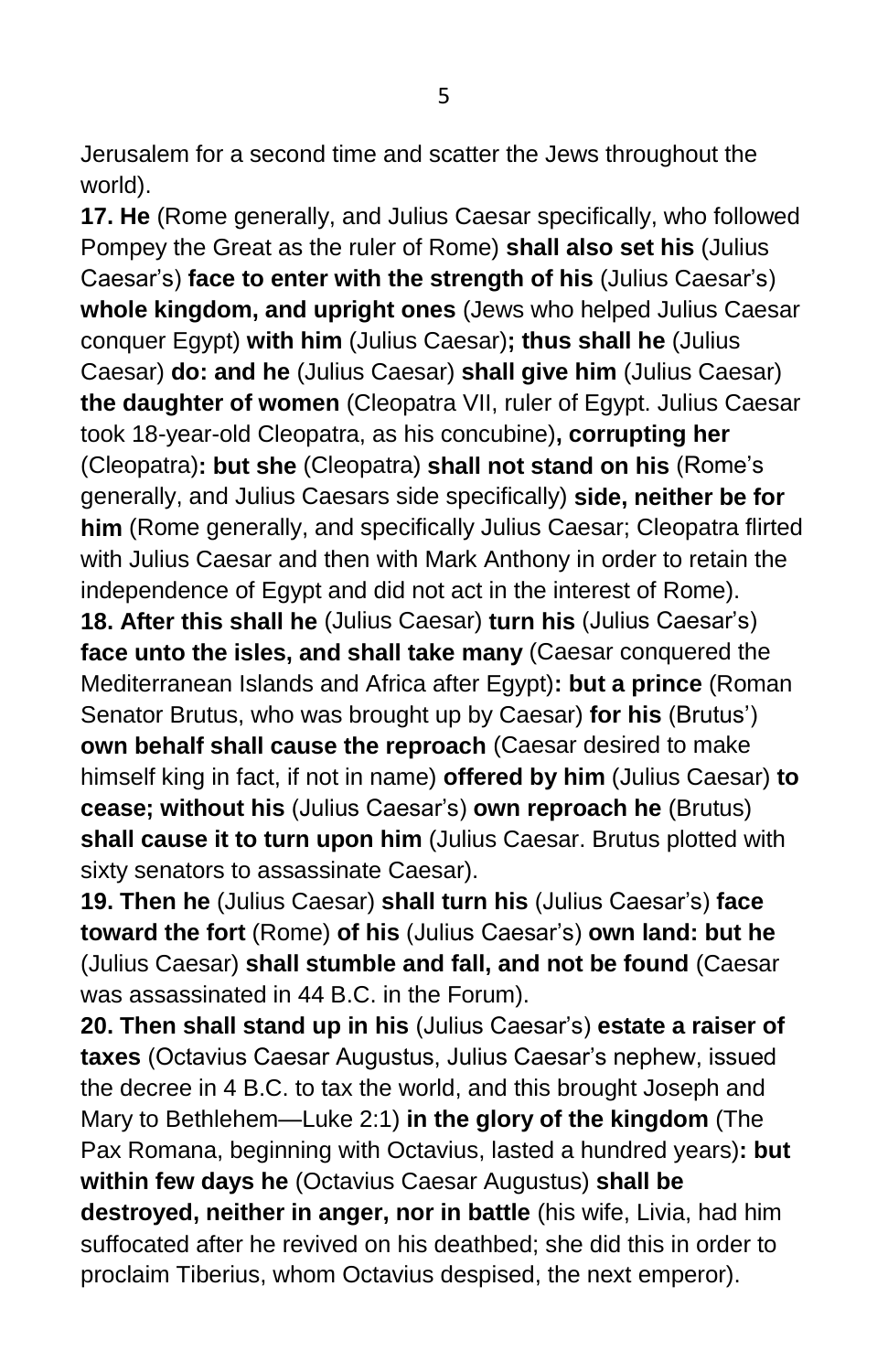Jerusalem for a second time and scatter the Jews throughout the world).

**17. He** (Rome generally, and Julius Caesar specifically, who followed Pompey the Great as the ruler of Rome) **shall also set his** (Julius Caesar's) **face to enter with the strength of his** (Julius Caesar's) **whole kingdom, and upright ones** (Jews who helped Julius Caesar conquer Egypt) **with him** (Julius Caesar)**; thus shall he** (Julius Caesar) **do: and he** (Julius Caesar) **shall give him** (Julius Caesar) **the daughter of women** (Cleopatra VII, ruler of Egypt. Julius Caesar took 18-year-old Cleopatra, as his concubine)**, corrupting her** (Cleopatra)**: but she** (Cleopatra) **shall not stand on his** (Rome's generally, and Julius Caesars side specifically) **side, neither be for him** (Rome generally, and specifically Julius Caesar; Cleopatra flirted with Julius Caesar and then with Mark Anthony in order to retain the independence of Egypt and did not act in the interest of Rome).

**18. After this shall he** (Julius Caesar) **turn his** (Julius Caesar's) **face unto the isles, and shall take many** (Caesar conquered the Mediterranean Islands and Africa after Egypt)**: but a prince** (Roman Senator Brutus, who was brought up by Caesar) **for his** (Brutus') **own behalf shall cause the reproach** (Caesar desired to make himself king in fact, if not in name) **offered by him** (Julius Caesar) **to cease; without his** (Julius Caesar's) **own reproach he** (Brutus) **shall cause it to turn upon him** (Julius Caesar. Brutus plotted with sixty senators to assassinate Caesar).

**19. Then he** (Julius Caesar) **shall turn his** (Julius Caesar's) **face toward the fort** (Rome) **of his** (Julius Caesar's) **own land: but he** (Julius Caesar) **shall stumble and fall, and not be found** (Caesar was assassinated in 44 B.C. in the Forum).

**20. Then shall stand up in his** (Julius Caesar's) **estate a raiser of taxes** (Octavius Caesar Augustus, Julius Caesar's nephew, issued the decree in 4 B.C. to tax the world, and this brought Joseph and Mary to Bethlehem—Luke 2:1) **in the glory of the kingdom** (The Pax Romana, beginning with Octavius, lasted a hundred years)**: but within few days he** (Octavius Caesar Augustus) **shall be destroyed, neither in anger, nor in battle** (his wife, Livia, had him suffocated after he revived on his deathbed; she did this in order to proclaim Tiberius, whom Octavius despised, the next emperor).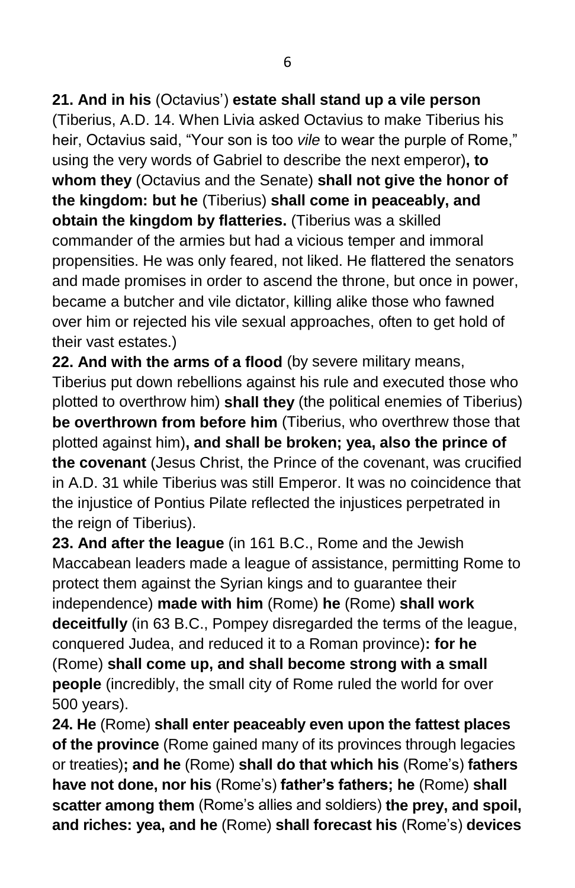**21. And in his** (Octavius') **estate shall stand up a vile person** (Tiberius, A.D. 14. When Livia asked Octavius to make Tiberius his heir, Octavius said, "Your son is too *vile* to wear the purple of Rome," using the very words of Gabriel to describe the next emperor)**, to whom they** (Octavius and the Senate) **shall not give the honor of the kingdom: but he** (Tiberius) **shall come in peaceably, and obtain the kingdom by flatteries.** (Tiberius was a skilled commander of the armies but had a vicious temper and immoral propensities. He was only feared, not liked. He flattered the senators and made promises in order to ascend the throne, but once in power, became a butcher and vile dictator, killing alike those who fawned over him or rejected his vile sexual approaches, often to get hold of their vast estates.)

**22. And with the arms of a flood** (by severe military means, Tiberius put down rebellions against his rule and executed those who plotted to overthrow him) **shall they** (the political enemies of Tiberius) **be overthrown from before him** (Tiberius, who overthrew those that plotted against him)**, and shall be broken; yea, also the prince of the covenant** (Jesus Christ, the Prince of the covenant, was crucified in A.D. 31 while Tiberius was still Emperor. It was no coincidence that the injustice of Pontius Pilate reflected the injustices perpetrated in the reign of Tiberius).

**23. And after the league** (in 161 B.C., Rome and the Jewish Maccabean leaders made a league of assistance, permitting Rome to protect them against the Syrian kings and to guarantee their independence) **made with him** (Rome) **he** (Rome) **shall work deceitfully** (in 63 B.C., Pompey disregarded the terms of the league, conquered Judea, and reduced it to a Roman province)**: for he** (Rome) **shall come up, and shall become strong with a small people** (incredibly, the small city of Rome ruled the world for over 500 years).

**24. He** (Rome) **shall enter peaceably even upon the fattest places of the province** (Rome gained many of its provinces through legacies or treaties)**; and he** (Rome) **shall do that which his** (Rome's) **fathers have not done, nor his** (Rome's) **father's fathers; he** (Rome) **shall scatter among them** (Rome's allies and soldiers) **the prey, and spoil, and riches: yea, and he** (Rome) **shall forecast his** (Rome's) **devices**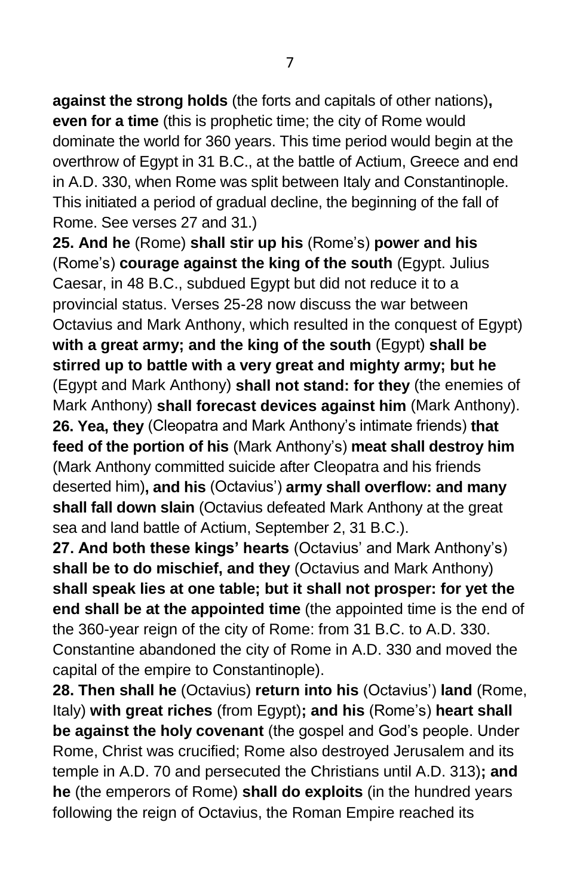**against the strong holds** (the forts and capitals of other nations)**, even for a time** (this is prophetic time; the city of Rome would dominate the world for 360 years. This time period would begin at the overthrow of Egypt in 31 B.C., at the battle of Actium, Greece and end in A.D. 330, when Rome was split between Italy and Constantinople. This initiated a period of gradual decline, the beginning of the fall of Rome. See verses 27 and 31.)

**25. And he** (Rome) **shall stir up his** (Rome's) **power and his** (Rome's) **courage against the king of the south** (Egypt. Julius Caesar, in 48 B.C., subdued Egypt but did not reduce it to a provincial status. Verses 25-28 now discuss the war between Octavius and Mark Anthony, which resulted in the conquest of Egypt) **with a great army; and the king of the south** (Egypt) **shall be stirred up to battle with a very great and mighty army; but he** (Egypt and Mark Anthony) **shall not stand: for they** (the enemies of Mark Anthony) **shall forecast devices against him** (Mark Anthony).

**26. Yea, they** (Cleopatra and Mark Anthony's intimate friends) **that feed of the portion of his** (Mark Anthony's) **meat shall destroy him** (Mark Anthony committed suicide after Cleopatra and his friends deserted him)**, and his** (Octavius') **army shall overflow: and many shall fall down slain** (Octavius defeated Mark Anthony at the great sea and land battle of Actium, September 2, 31 B.C.).

**27. And both these kings' hearts** (Octavius' and Mark Anthony's) **shall be to do mischief, and they** (Octavius and Mark Anthony) **shall speak lies at one table; but it shall not prosper: for yet the end shall be at the appointed time** (the appointed time is the end of the 360-year reign of the city of Rome: from 31 B.C. to A.D. 330. Constantine abandoned the city of Rome in A.D. 330 and moved the capital of the empire to Constantinople).

**28. Then shall he** (Octavius) **return into his** (Octavius') **land** (Rome, Italy) **with great riches** (from Egypt)**; and his** (Rome's) **heart shall be against the holy covenant** (the gospel and God's people. Under Rome, Christ was crucified; Rome also destroyed Jerusalem and its temple in A.D. 70 and persecuted the Christians until A.D. 313)**; and he** (the emperors of Rome) **shall do exploits** (in the hundred years following the reign of Octavius, the Roman Empire reached its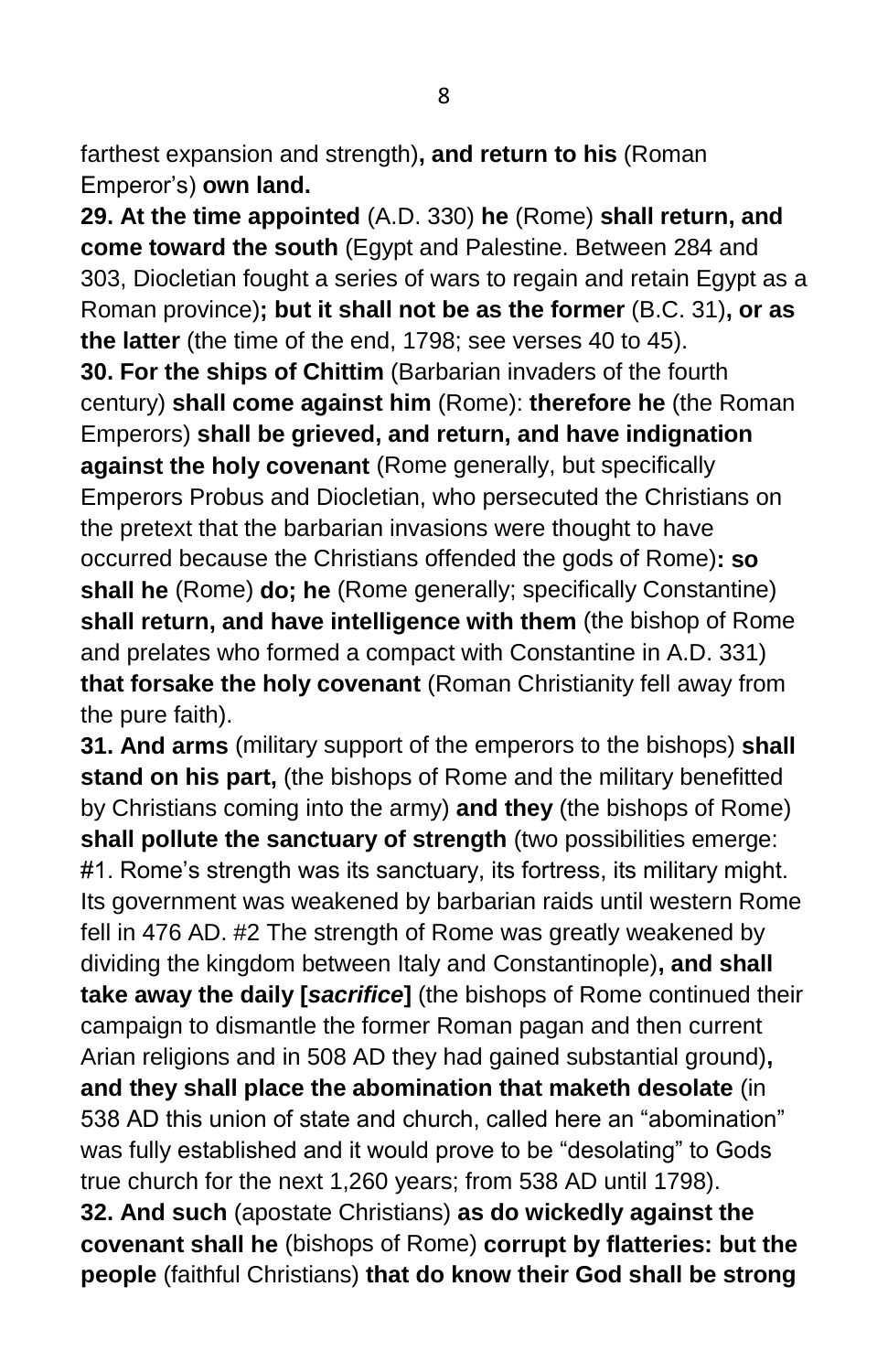farthest expansion and strength)**, and return to his** (Roman Emperor's) **own land.**

**29. At the time appointed** (A.D. 330) **he** (Rome) **shall return, and come toward the south** (Egypt and Palestine. Between 284 and 303, Diocletian fought a series of wars to regain and retain Egypt as a Roman province)**; but it shall not be as the former** (B.C. 31)**, or as the latter** (the time of the end, 1798; see verses 40 to 45).

**30. For the ships of Chittim** (Barbarian invaders of the fourth century) **shall come against him** (Rome): **therefore he** (the Roman Emperors) **shall be grieved, and return, and have indignation against the holy covenant** (Rome generally, but specifically Emperors Probus and Diocletian, who persecuted the Christians on the pretext that the barbarian invasions were thought to have occurred because the Christians offended the gods of Rome)**: so shall he** (Rome) **do; he** (Rome generally; specifically Constantine) **shall return, and have intelligence with them** (the bishop of Rome and prelates who formed a compact with Constantine in A.D. 331) **that forsake the holy covenant** (Roman Christianity fell away from the pure faith).

**31. And arms** (military support of the emperors to the bishops) **shall stand on his part,** (the bishops of Rome and the military benefitted by Christians coming into the army) **and they** (the bishops of Rome) **shall pollute the sanctuary of strength** (two possibilities emerge: #1. Rome's strength was its sanctuary, its fortress, its military might. Its government was weakened by barbarian raids until western Rome fell in 476 AD. #2 The strength of Rome was greatly weakened by dividing the kingdom between Italy and Constantinople)**, and shall take away the daily [*sacrifice*]** (the bishops of Rome continued their campaign to dismantle the former Roman pagan and then current Arian religions and in 508 AD they had gained substantial ground)**, and they shall place the abomination that maketh desolate** (in 538 AD this union of state and church, called here an "abomination" was fully established and it would prove to be "desolating" to Gods true church for the next 1,260 years; from 538 AD until 1798).

**32. And such** (apostate Christians) **as do wickedly against the covenant shall he** (bishops of Rome) **corrupt by flatteries: but the people** (faithful Christians) **that do know their God shall be strong**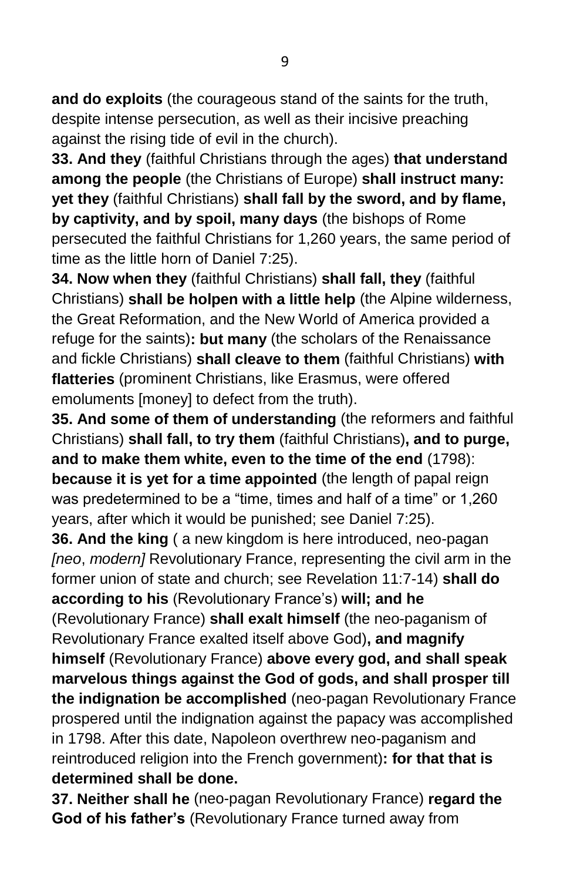**and do exploits** (the courageous stand of the saints for the truth, despite intense persecution, as well as their incisive preaching against the rising tide of evil in the church).

**33. And they** (faithful Christians through the ages) **that understand among the people** (the Christians of Europe) **shall instruct many: yet they** (faithful Christians) **shall fall by the sword, and by flame, by captivity, and by spoil, many days** (the bishops of Rome persecuted the faithful Christians for 1,260 years, the same period of time as the little horn of Daniel 7:25).

**34. Now when they** (faithful Christians) **shall fall, they** (faithful Christians) **shall be holpen with a little help** (the Alpine wilderness, the Great Reformation, and the New World of America provided a refuge for the saints)**: but many** (the scholars of the Renaissance and fickle Christians) **shall cleave to them** (faithful Christians) **with flatteries** (prominent Christians, like Erasmus, were offered emoluments [money] to defect from the truth).

**35. And some of them of understanding** (the reformers and faithful Christians) **shall fall, to try them** (faithful Christians)**, and to purge, and to make them white, even to the time of the end** (1798): **because it is yet for a time appointed** (the length of papal reign was predetermined to be a "time, times and half of a time" or 1,260 years, after which it would be punished; see Daniel 7:25).

**36. And the king** ( a new kingdom is here introduced, neo-pagan *[neo*, *modern]* Revolutionary France, representing the civil arm in the former union of state and church; see Revelation 11:7-14) **shall do according to his** (Revolutionary France's) **will; and he** (Revolutionary France) **shall exalt himself** (the neo-paganism of Revolutionary France exalted itself above God)**, and magnify himself** (Revolutionary France) **above every god, and shall speak marvelous things against the God of gods, and shall prosper till the indignation be accomplished** (neo-pagan Revolutionary France prospered until the indignation against the papacy was accomplished in 1798. After this date, Napoleon overthrew neo-paganism and reintroduced religion into the French government)**: for that that is determined shall be done.**

**37. Neither shall he** (neo-pagan Revolutionary France) **regard the God of his father's** (Revolutionary France turned away from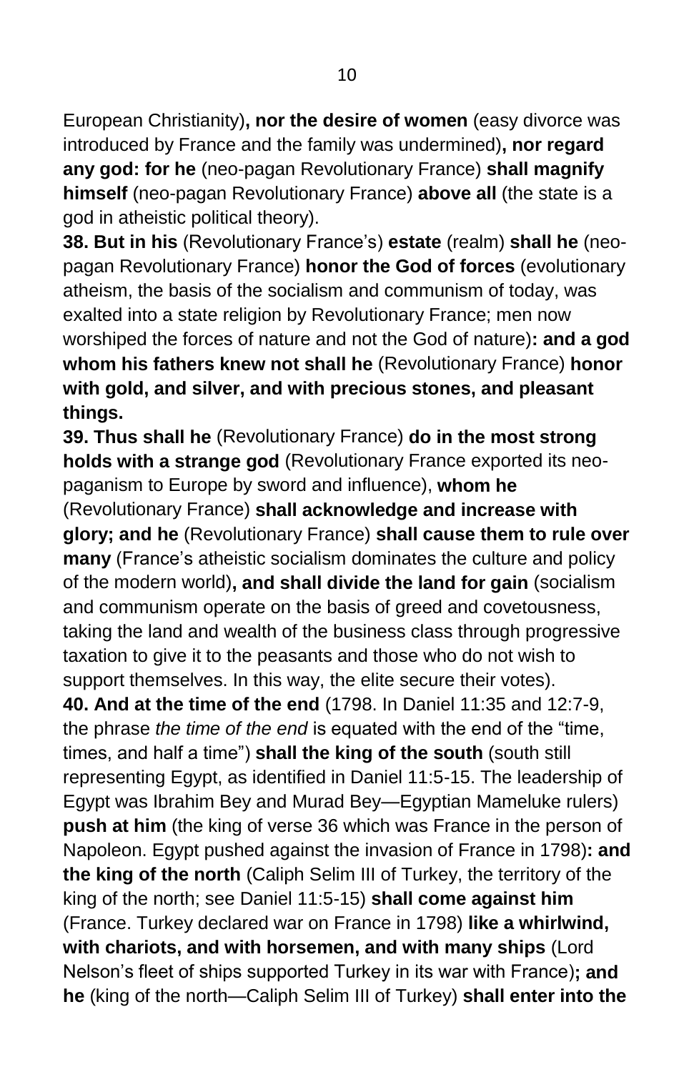European Christianity)**, nor the desire of women** (easy divorce was introduced by France and the family was undermined)**, nor regard any god: for he** (neo-pagan Revolutionary France) **shall magnify himself** (neo-pagan Revolutionary France) **above all** (the state is a god in atheistic political theory).

**38. But in his** (Revolutionary France's) **estate** (realm) **shall he** (neo-pagan Revolutionary France) **honor the God of forces** (evolutionary atheism, the basis of the socialism and communism of today, was exalted into a state religion by Revolutionary France; men now worshiped the forces of nature and not the God of nature)**: and a god whom his fathers knew not shall he** (Revolutionary France) **honor with gold, and silver, and with precious stones, and pleasant things.**

**39. Thus shall he** (Revolutionary France) **do in the most strong holds with a strange god** (Revolutionary France exported its neo-paganism to Europe by sword and influence), **whom he** (Revolutionary France) **shall acknowledge and increase with glory; and he** (Revolutionary France) **shall cause them to rule over many** (France's atheistic socialism dominates the culture and policy of the modern world)**, and shall divide the land for gain** (socialism and communism operate on the basis of greed and covetousness, taking the land and wealth of the business class through progressive taxation to give it to the peasants and those who do not wish to support themselves. In this way, the elite secure their votes).

**40. And at the time of the end** (1798. In Daniel 11:35 and 12:7-9, the phrase *the time of the end* is equated with the end of the "time, times, and half a time") **shall the king of the south** (south still representing Egypt, as identified in Daniel 11:5-15. The leadership of Egypt was Ibrahim Bey and Murad Bey—Egyptian Mameluke rulers) **push at him** (the king of verse 36 which was France in the person of Napoleon. Egypt pushed against the invasion of France in 1798)**: and the king of the north** (Caliph Selim III of Turkey, the territory of the king of the north; see Daniel 11:5-15) **shall come against him** (France. Turkey declared war on France in 1798) **like a whirlwind, with chariots, and with horsemen, and with many ships** (Lord Nelson's fleet of ships supported Turkey in its war with France)**; and he** (king of the north—Caliph Selim III of Turkey) **shall enter into the**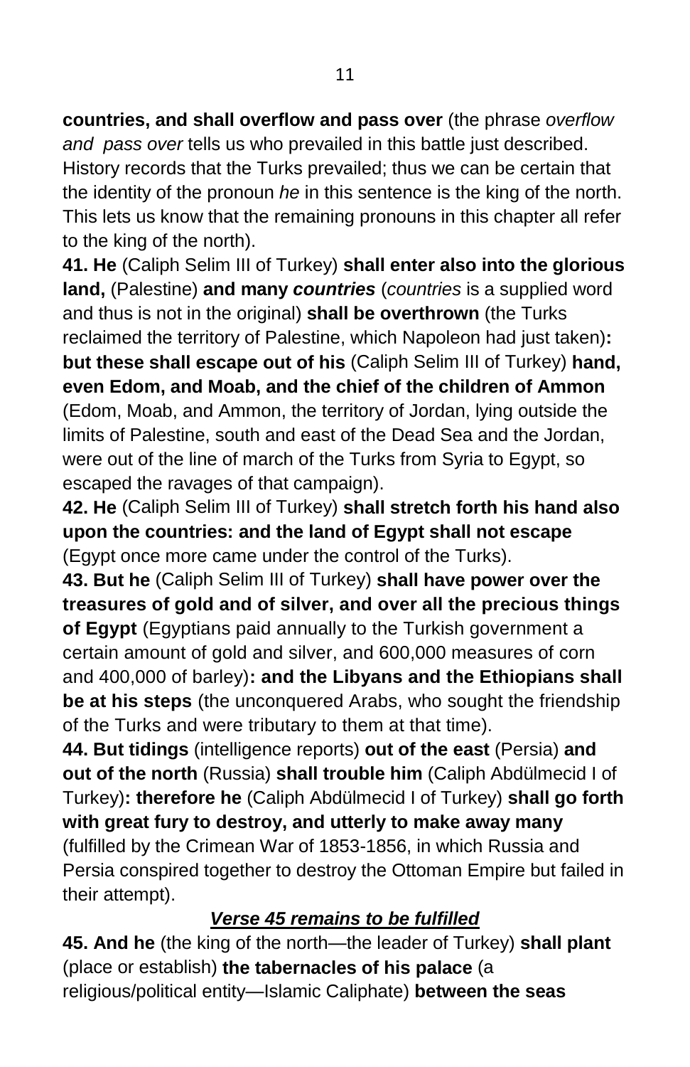**countries, and shall overflow and pass over** (the phrase *overflow and pass over* tells us who prevailed in this battle just described. History records that the Turks prevailed; thus we can be certain that the identity of the pronoun *he* in this sentence is the king of the north. This lets us know that the remaining pronouns in this chapter all refer to the king of the north).

**41. He** (Caliph Selim III of Turkey) **shall enter also into the glorious land,** (Palestine) **and many *countries*** (*countries* is a supplied word and thus is not in the original) **shall be overthrown** (the Turks reclaimed the territory of Palestine, which Napoleon had just taken)**: but these shall escape out of his** (Caliph Selim III of Turkey) **hand, even Edom, and Moab, and the chief of the children of Ammon** (Edom, Moab, and Ammon, the territory of Jordan, lying outside the limits of Palestine, south and east of the Dead Sea and the Jordan, were out of the line of march of the Turks from Syria to Egypt, so escaped the ravages of that campaign).

**42. He** (Caliph Selim III of Turkey) **shall stretch forth his hand also upon the countries: and the land of Egypt shall not escape** (Egypt once more came under the control of the Turks).

**43. But he** (Caliph Selim III of Turkey) **shall have power over the treasures of gold and of silver, and over all the precious things of Egypt** (Egyptians paid annually to the Turkish government a certain amount of gold and silver, and 600,000 measures of corn and 400,000 of barley)**: and the Libyans and the Ethiopians shall be at his steps** (the unconquered Arabs, who sought the friendship of the Turks and were tributary to them at that time).

**44. But tidings** (intelligence reports) **out of the east** (Persia) **and out of the north** (Russia) **shall trouble him** (Caliph Abdülmecid I of Turkey)**: therefore he** (Caliph Abdülmecid I of Turkey) **shall go forth with great fury to destroy, and utterly to make away many** (fulfilled by the Crimean War of 1853-1856, in which Russia and Persia conspired together to destroy the Ottoman Empire but failed in their attempt).

### ***Verse 45 remains to be fulfilled***

**45. And he** (the king of the north—the leader of Turkey) **shall plant** (place or establish) **the tabernacles of his palace** (a religious/political entity—Islamic Caliphate) **between the seas**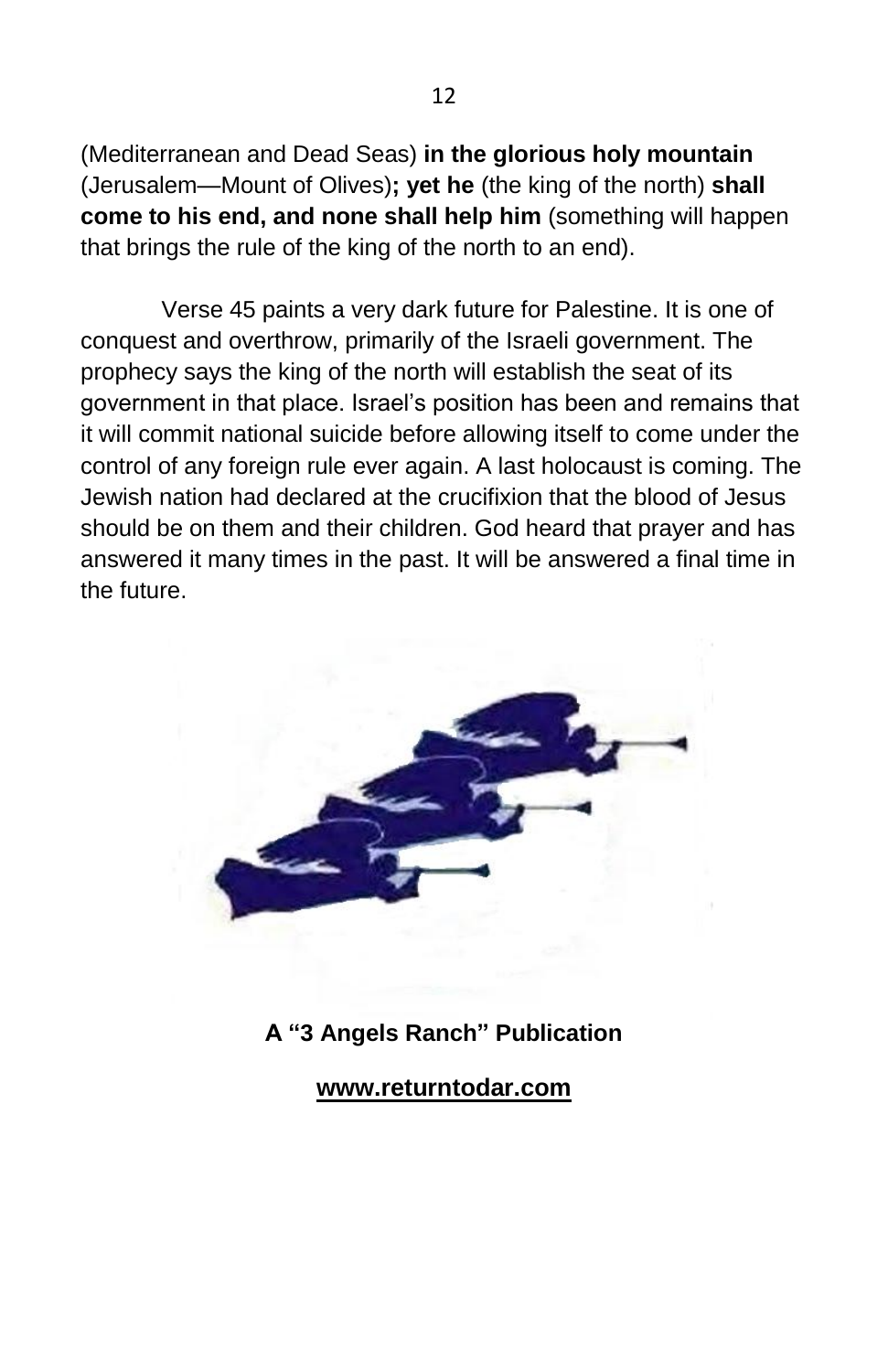(Mediterranean and Dead Seas) **in the glorious holy mountain** (Jerusalem—Mount of Olives)**; yet he** (the king of the north) **shall come to his end, and none shall help him** (something will happen that brings the rule of the king of the north to an end).

Verse 45 paints a very dark future for Palestine. It is one of conquest and overthrow, primarily of the Israeli government. The prophecy says the king of the north will establish the seat of its government in that place. Israel's position has been and remains that it will commit national suicide before allowing itself to come under the control of any foreign rule ever again. A last holocaust is coming. The Jewish nation had declared at the crucifixion that the blood of Jesus should be on them and their children. God heard that prayer and has answered it many times in the past. It will be answered a final time in the future.

**A "3 Angels Ranch" Publication**

**www.returntodar.com**